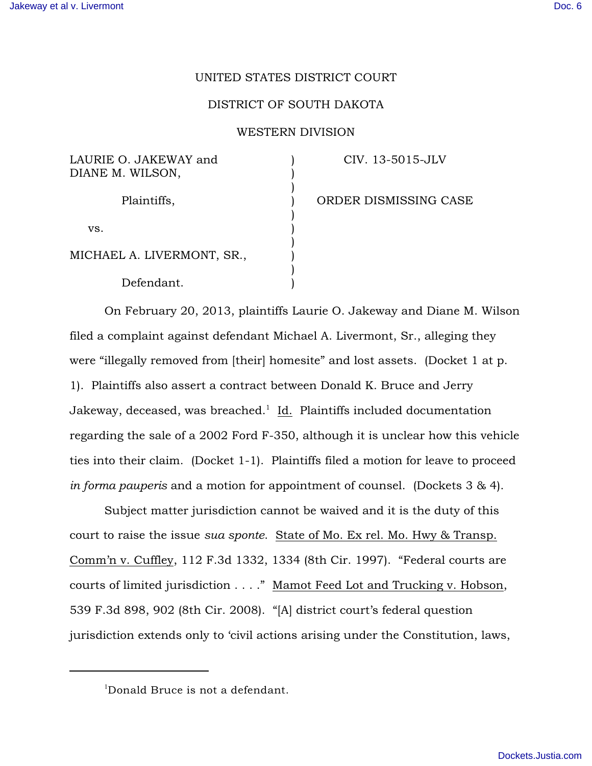UNITED STATES DISTRICT COURT

DISTRICT OF SOUTH DAKOTA

WESTERN DIVISION

| | | |
|---|---|---|
| LAURIE O. JAKEWAY and DIANE M. WILSON, | ) | CIV. 13-5015-JLV |
| Plaintiffs, | ) | ORDER DISMISSING CASE |
| vs. | ) | |
| MICHAEL A. LIVERMONT, SR., | ) | |
| Defendant. | ) | |

On February 20, 2013, plaintiffs Laurie O. Jakeway and Diane M. Wilson filed a complaint against defendant Michael A. Livermont, Sr., alleging they were "illegally removed from [their] homesite" and lost assets. (Docket 1 at p. 1). Plaintiffs also assert a contract between Donald K. Bruce and Jerry Jakeway, deceased, was breached.[1] Id. Plaintiffs included documentation regarding the sale of a 2002 Ford F-350, although it is unclear how this vehicle ties into their claim. (Docket 1-1). Plaintiffs filed a motion for leave to proceed *in forma pauperis* and a motion for appointment of counsel. (Dockets 3 & 4).

Subject matter jurisdiction cannot be waived and it is the duty of this court to raise the issue *sua sponte*. State of Mo. Ex rel. Mo. Hwy & Transp. Comm'n v. Cuffley, 112 F.3d 1332, 1334 (8th Cir. 1997). "Federal courts are courts of limited jurisdiction . . . ." Mamot Feed Lot and Trucking v. Hobson, 539 F.3d 898, 902 (8th Cir. 2008). "[A] district court's federal question jurisdiction extends only to 'civil actions arising under the Constitution, laws,

[1] Donald Bruce is not a defendant.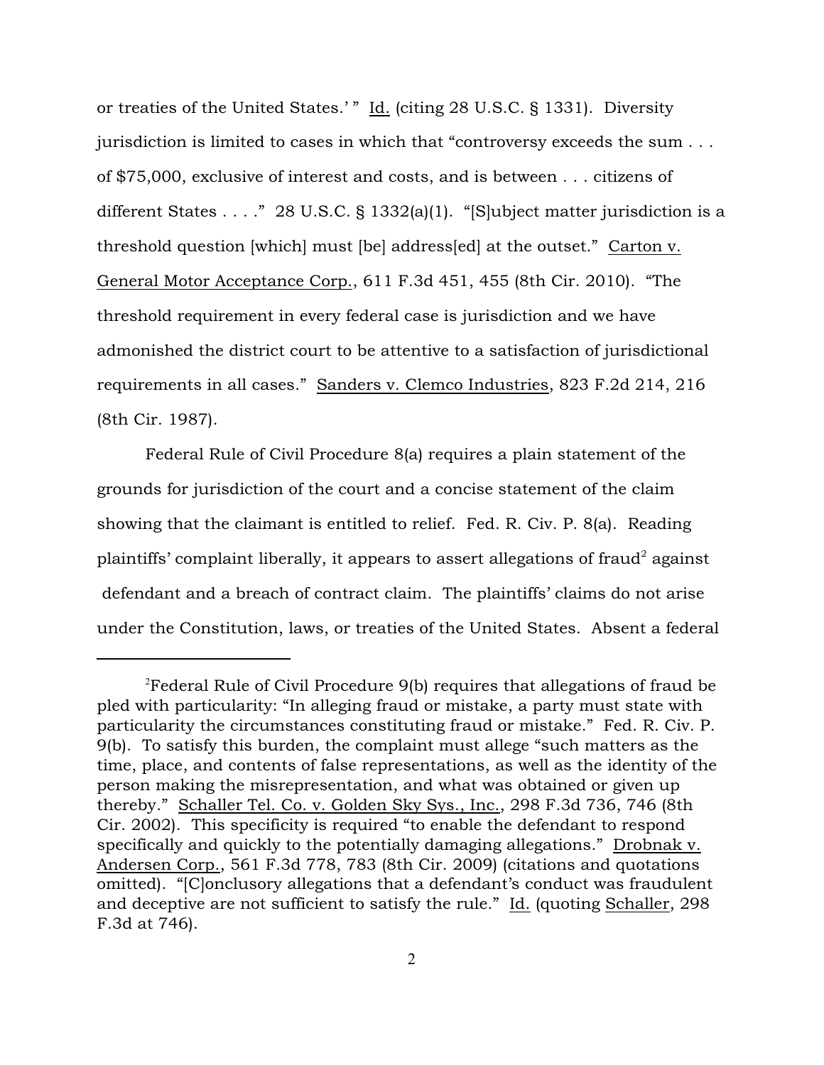or treaties of the United States.' " Id. (citing 28 U.S.C. § 1331). Diversity jurisdiction is limited to cases in which that "controversy exceeds the sum . . . of $75,000, exclusive of interest and costs, and is between . . . citizens of different States . . . ." 28 U.S.C. § 1332(a)(1). "[S]ubject matter jurisdiction is a threshold question [which] must [be] address[ed] at the outset." Carton v. General Motor Acceptance Corp., 611 F.3d 451, 455 (8th Cir. 2010). "The threshold requirement in every federal case is jurisdiction and we have admonished the district court to be attentive to a satisfaction of jurisdictional requirements in all cases." Sanders v. Clemco Industries, 823 F.2d 214, 216 (8th Cir. 1987).

Federal Rule of Civil Procedure 8(a) requires a plain statement of the grounds for jurisdiction of the court and a concise statement of the claim showing that the claimant is entitled to relief. Fed. R. Civ. P. 8(a). Reading plaintiffs' complaint liberally, it appears to assert allegations of fraud[2] against defendant and a breach of contract claim. The plaintiffs' claims do not arise under the Constitution, laws, or treaties of the United States. Absent a federal

---

[2]Federal Rule of Civil Procedure 9(b) requires that allegations of fraud be pled with particularity: "In alleging fraud or mistake, a party must state with particularity the circumstances constituting fraud or mistake." Fed. R. Civ. P. 9(b). To satisfy this burden, the complaint must allege "such matters as the time, place, and contents of false representations, as well as the identity of the person making the misrepresentation, and what was obtained or given up thereby." Schaller Tel. Co. v. Golden Sky Sys., Inc., 298 F.3d 736, 746 (8th Cir. 2002). This specificity is required "to enable the defendant to respond specifically and quickly to the potentially damaging allegations." Drobnak v. Andersen Corp., 561 F.3d 778, 783 (8th Cir. 2009) (citations and quotations omitted). "[C]onclusory allegations that a defendant's conduct was fraudulent and deceptive are not sufficient to satisfy the rule." Id. (quoting Schaller, 298 F.3d at 746).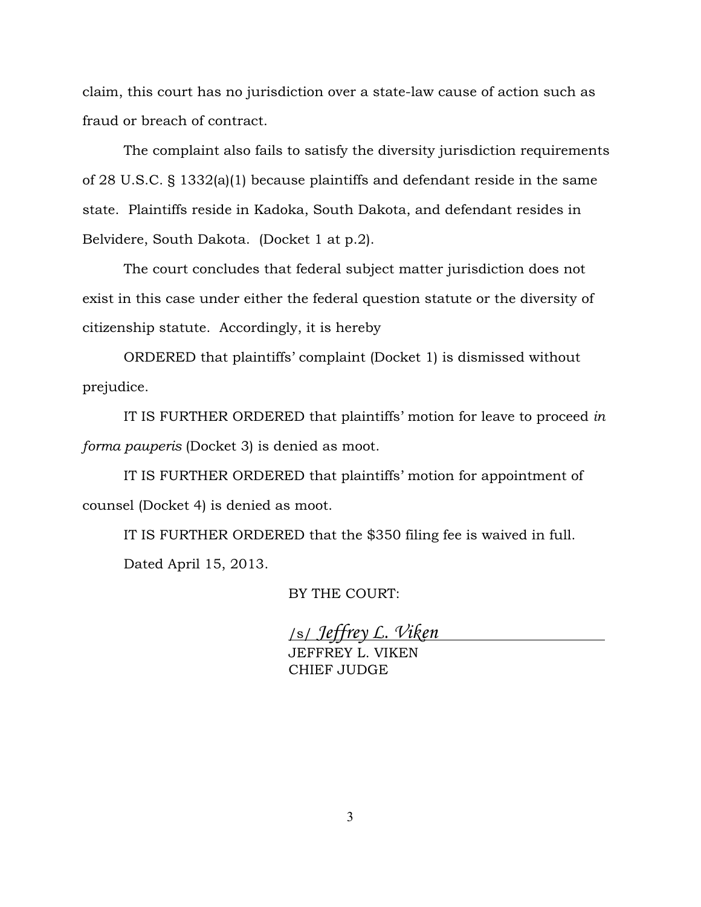claim, this court has no jurisdiction over a state-law cause of action such as fraud or breach of contract.

The complaint also fails to satisfy the diversity jurisdiction requirements of 28 U.S.C. § 1332(a)(1) because plaintiffs and defendant reside in the same state. Plaintiffs reside in Kadoka, South Dakota, and defendant resides in Belvidere, South Dakota. (Docket 1 at p.2).

The court concludes that federal subject matter jurisdiction does not exist in this case under either the federal question statute or the diversity of citizenship statute. Accordingly, it is hereby

ORDERED that plaintiffs' complaint (Docket 1) is dismissed without prejudice.

IT IS FURTHER ORDERED that plaintiffs' motion for leave to proceed *in forma pauperis* (Docket 3) is denied as moot.

IT IS FURTHER ORDERED that plaintiffs' motion for appointment of counsel (Docket 4) is denied as moot.

IT IS FURTHER ORDERED that the $350 filing fee is waived in full.

Dated April 15, 2013.

BY THE COURT:

/s/ *Jeffrey L. Viken*
JEFFREY L. VIKEN
CHIEF JUDGE